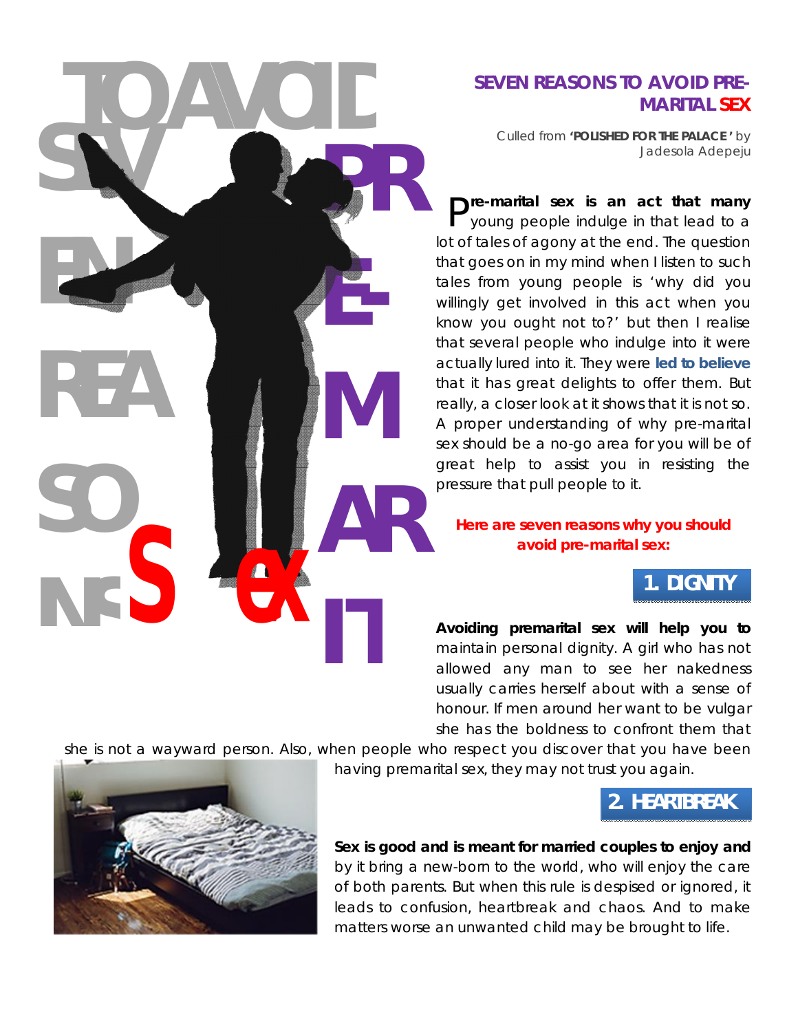# SEVEN REASONS TO AVOID PRE-MARITAL SEX

Culled from **'POLISHED FOR THE PALACE'** by Jadesola Adepeju

**Pre-marital sex is an act that many** young people indulge in that lead to a lot of tales of agony at the end. The question that goes on in my mind when I listen to such tales from young people is 'why did you willingly get involved in this act when you know you ought not to?' but then I realise that several people who indulge into it were actually lured into it. They were **led to believe** that it has great delights to offer them. But really, a closer look at it shows that it is not so. A proper understanding of why pre-marital sex should be a no-go area for you will be of great help to assist you in resisting the pressure that pull people to it.

**Here are seven reasons why you should avoid pre-marital sex:**

## 1. DIGNITY

**Avoiding premarital sex will help you to** maintain personal dignity. A girl who has not allowed any man to see her nakedness usually carries herself about with a sense of honour. If men around her want to be vulgar she has the boldness to confront them that she is not a wayward person. Also, when people who respect you discover that you have been having premarital sex, they may not trust you again.

## 2. HEARTBREAK

**Sex is good and is meant for married couples to enjoy and** by it bring a new-born to the world, who will enjoy the care of both parents. But when this rule is despised or ignored, it leads to confusion, heartbreak and chaos. And to make matters worse an unwanted child may be brought to life.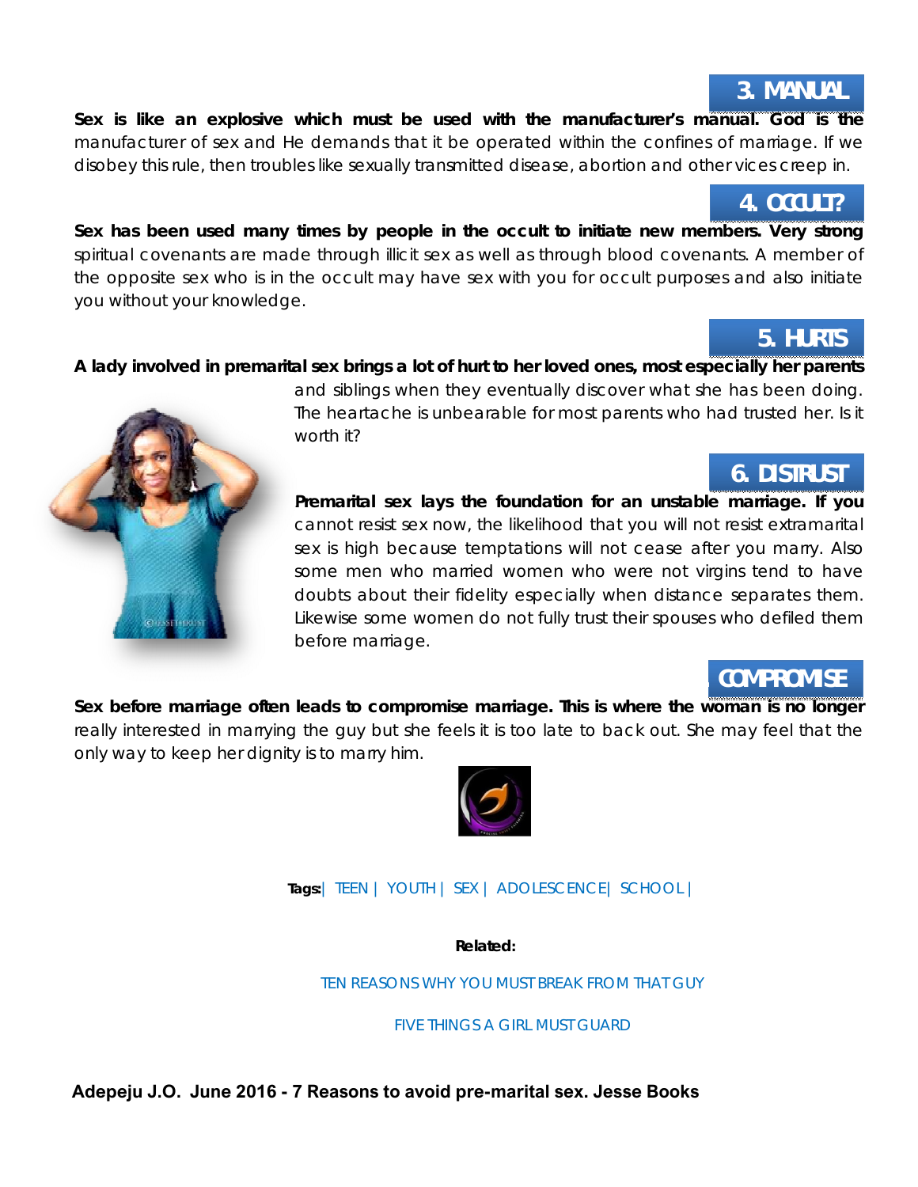## 3. MANUAL

**Sex is like an explosive which must be used with the manufacturer's manual. God is the** manufacturer of sex and He demands that it be operated within the confines of marriage. If we disobey this rule, then troubles like sexually transmitted disease, abortion and other vices creep in.

## 4. OCCULT?

**Sex has been used many times by people in the occult to initiate new members. Very strong** spiritual covenants are made through illicit sex as well as through blood covenants. A member of the opposite sex who is in the occult may have sex with you for occult purposes and also initiate you without your knowledge.

## 5. HURTS

**A lady involved in premarital sex brings a lot of hurt to her loved ones, most especially her parents** and siblings when they eventually discover what she has been doing. The heartache is unbearable for most parents who had trusted her. Is it worth it?

## 6. DISTRUST

**Premarital sex lays the foundation for an unstable marriage. If you** cannot resist sex now, the likelihood that you will not resist extramarital sex is high because temptations will not cease after you marry. Also some men who married women who were not virgins tend to have doubts about their fidelity especially when distance separates them. Likewise some women do not fully trust their spouses who defiled them before marriage.

## COMPROMISE

**Sex before marriage often leads to compromise marriage. This is where the woman is no longer** really interested in marrying the guy but she feels it is too late to back out. She may feel that the only way to keep her dignity is to marry him.

**Tags:**| TEEN | YOUTH | SEX | ADOLESCENCE| SCHOOL |

**Related:**

TEN REASONS WHY YOU MUST BREAK FROM THAT GUY

FIVE THINGS A GIRL MUST GUARD

**Adepeju J.O. June 2016 - 7 Reasons to avoid pre-marital sex. Jesse Books**